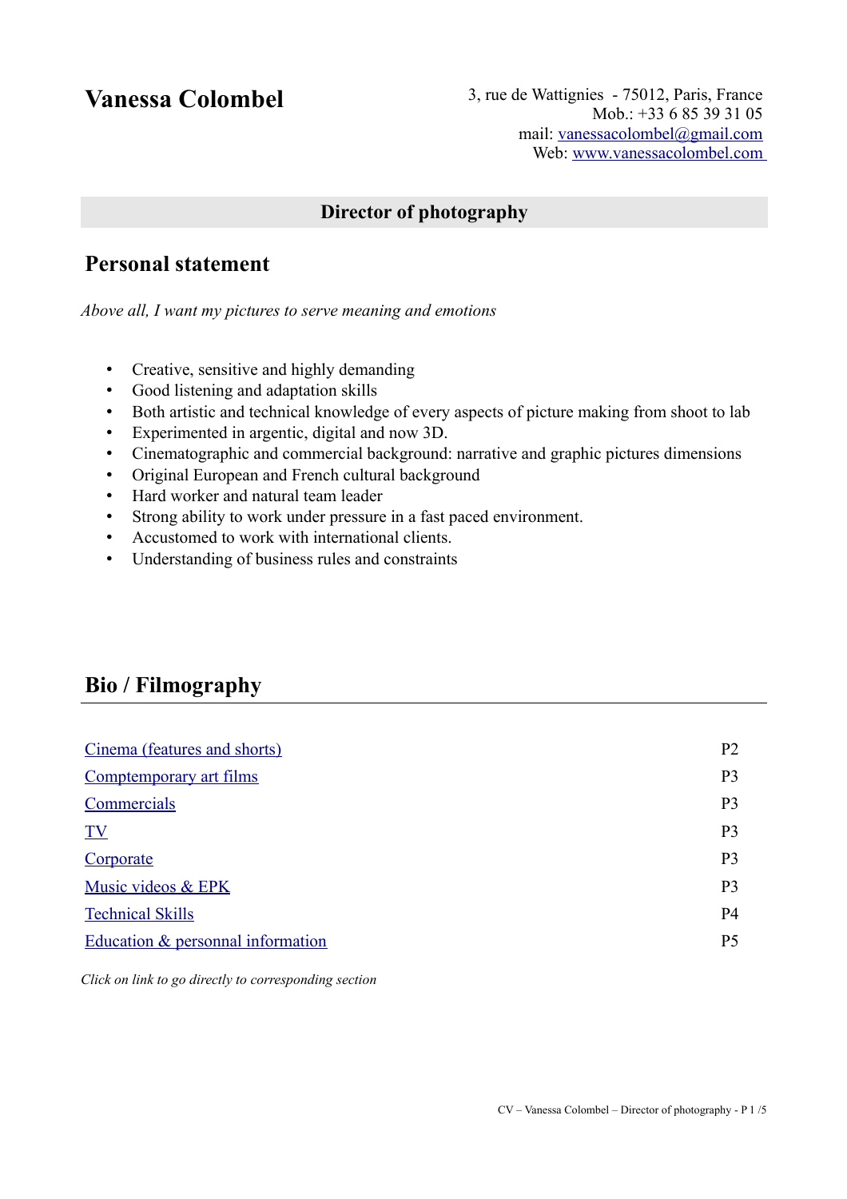# Vanessa Colombel

3, rue de Wattignies - 75012, Paris, France
Mob.: +33 6 85 39 31 05
mail: [vanessacolombel@gmail.com](mailto:vanessacolombel@gmail.com)
Web: [www.vanessacolombel.com](http://www.vanessacolombel.com)

**Director of photography**

## Personal statement

*Above all, I want my pictures to serve meaning and emotions*

- Creative, sensitive and highly demanding
- Good listening and adaptation skills
- Both artistic and technical knowledge of every aspects of picture making from shoot to lab
- Experimented in argentic, digital and now 3D.
- Cinematographic and commercial background: narrative and graphic pictures dimensions
- Original European and French cultural background
- Hard worker and natural team leader
- Strong ability to work under pressure in a fast paced environment.
- Accustomed to work with international clients.
- Understanding of business rules and constraints

## Bio / Filmography

| | |
|---|---|
| Cinema (features and shorts) | P2 |
| Comptemporary art films | P3 |
| Commercials | P3 |
| TV | P3 |
| Corporate | P3 |
| Music videos & EPK | P3 |
| Technical Skills | P4 |
| Education & personnal information | P5 |

*Click on link to go directly to corresponding section*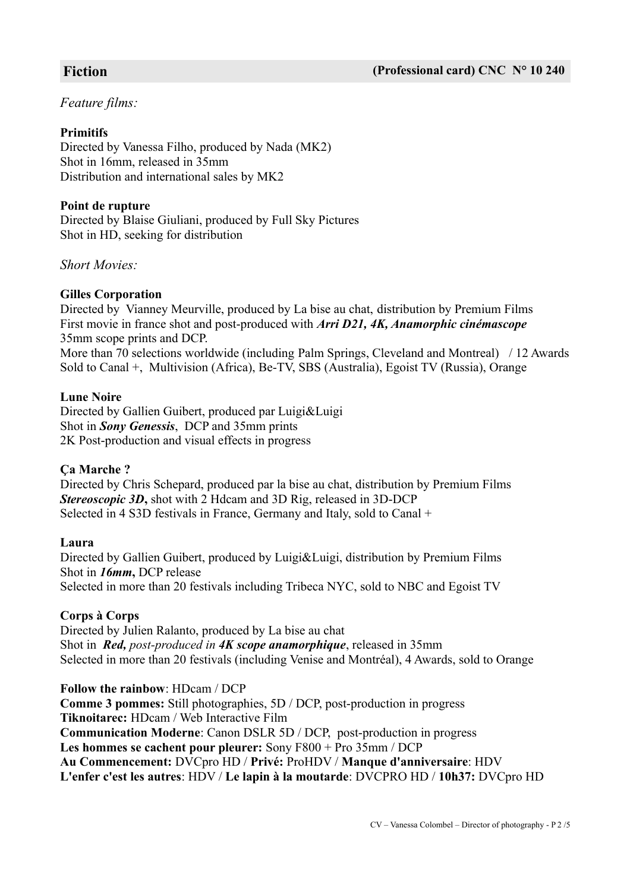## Fiction **(Professional card) CNC N° 10 240**

*Feature films:*

**Primitifs**
Directed by Vanessa Filho, produced by Nada (MK2)
Shot in 16mm, released in 35mm
Distribution and international sales by MK2

**Point de rupture**
Directed by Blaise Giuliani, produced by Full Sky Pictures
Shot in HD, seeking for distribution

*Short Movies:*

**Gilles Corporation**
Directed by Vianney Meurville, produced by La bise au chat, distribution by Premium Films
First movie in france shot and post-produced with ***Arri D21, 4K, Anamorphic cinémascope***
35mm scope prints and DCP.
More than 70 selections worldwide (including Palm Springs, Cleveland and Montreal) / 12 Awards
Sold to Canal +, Multivision (Africa), Be-TV, SBS (Australia), Egoist TV (Russia), Orange

**Lune Noire**
Directed by Gallien Guibert, produced par Luigi&Luigi
Shot in ***Sony Genessis***, DCP and 35mm prints
2K Post-production and visual effects in progress

**Ça Marche ?**
Directed by Chris Schepard, produced par la bise au chat, distribution by Premium Films
***Stereoscopic 3D*****,** shot with 2 Hdcam and 3D Rig, released in 3D-DCP
Selected in 4 S3D festivals in France, Germany and Italy, sold to Canal +

**Laura**
Directed by Gallien Guibert, produced by Luigi&Luigi, distribution by Premium Films
Shot in ***16mm*****,** DCP release
Selected in more than 20 festivals including Tribeca NYC, sold to NBC and Egoist TV

**Corps à Corps**
Directed by Julien Ralanto, produced by La bise au chat
Shot in ***Red,*** *post-produced in **4K scope anamorphique***, released in 35mm
Selected in more than 20 festivals (including Venise and Montréal), 4 Awards, sold to Orange

**Follow the rainbow**: HDcam / DCP
**Comme 3 pommes:** Still photographies, 5D / DCP, post-production in progress
**Tiknoitarec:** HDcam / Web Interactive Film
**Communication Moderne**: Canon DSLR 5D / DCP, post-production in progress
**Les hommes se cachent pour pleurer:** Sony F800 + Pro 35mm / DCP
**Au Commencement:** DVCpro HD / **Privé:** ProHDV / **Manque d'anniversaire**: HDV
**L'enfer c'est les autres**: HDV / **Le lapin à la moutarde**: DVCPRO HD / **10h37:** DVCpro HD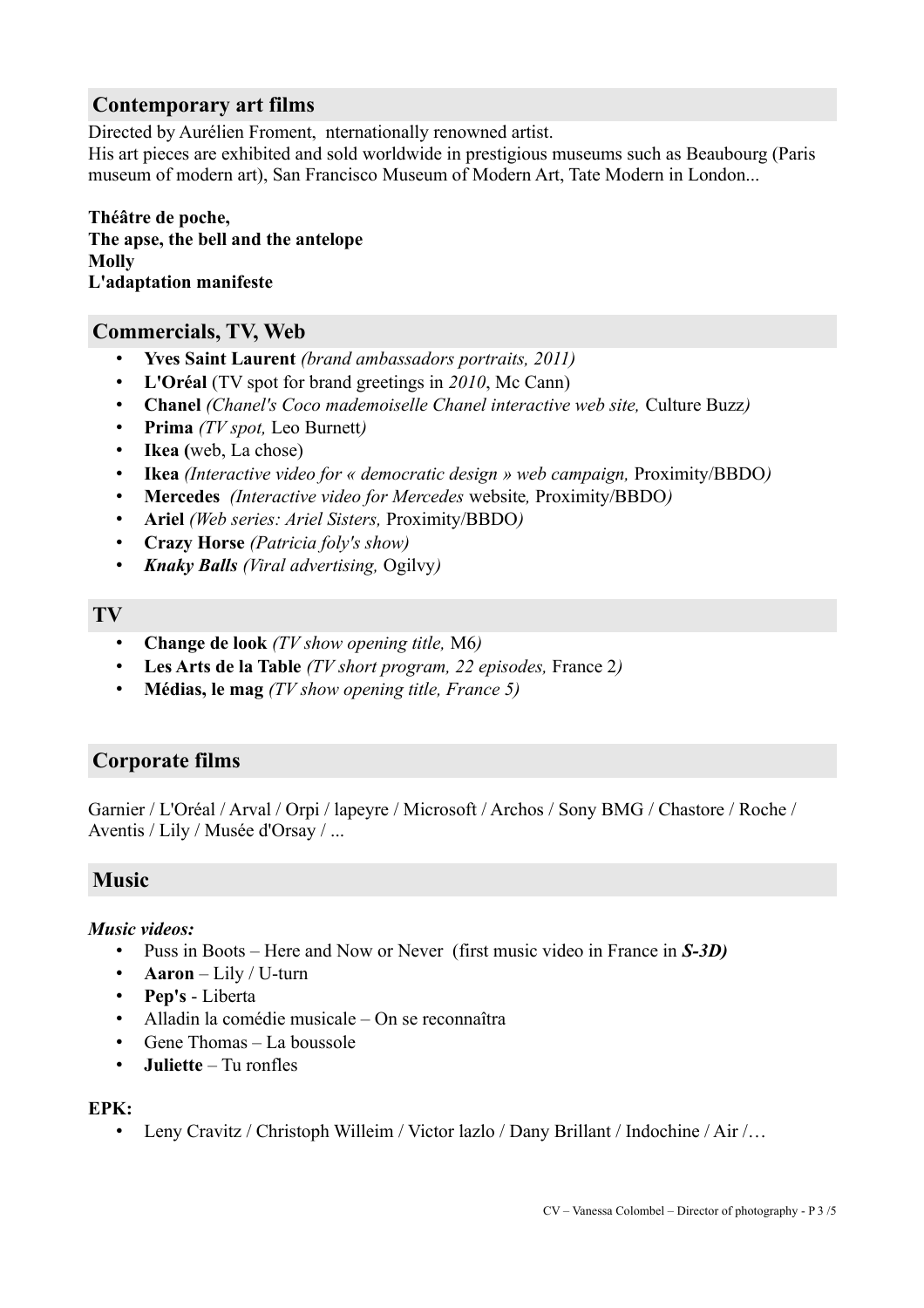## Contemporary art films

Directed by Aurélien Froment,  nternationally renowned artist.
His art pieces are exhibited and sold worldwide in prestigious museums such as Beaubourg (Paris museum of modern art), San Francisco Museum of Modern Art, Tate Modern in London...

**Théâtre de poche,**
**The apse, the bell and the antelope**
**Molly**
**L'adaptation manifeste**

## Commercials, TV, Web

- **Yves Saint Laurent** *(brand ambassadors portraits, 2011)*
- **L'Oréal** (TV spot for brand greetings in *2010*, Mc Cann)
- **Chanel** *(Chanel's Coco mademoiselle Chanel interactive web site,* Culture Buzz*)*
- **Prima** *(TV spot,* Leo Burnett*)*
- **Ikea (**web, La chose)
- **Ikea** *(Interactive video for « democratic design » web campaign,* Proximity/BBDO*)*
- **Mercedes** *(Interactive video for Mercedes* website*,* Proximity/BBDO*)*
- **Ariel** *(Web series: Ariel Sisters,* Proximity/BBDO*)*
- **Crazy Horse** *(Patricia foly's show)*
- ***Knaky Balls*** *(Viral advertising,* Ogilvy*)*

## TV

- **Change de look** *(TV show opening title,* M6*)*
- **Les Arts de la Table** *(TV short program, 22 episodes,* France 2*)*
- **Médias, le mag** *(TV show opening title, France 5)*

## Corporate films

Garnier / L'Oréal / Arval / Orpi / lapeyre / Microsoft / Archos / Sony BMG / Chastore / Roche / Aventis / Lily / Musée d'Orsay / ...

## Music

***Music videos:***

- Puss in Boots – Here and Now or Never (first music video in France in ***S-3D)***
- **Aaron** – Lily / U-turn
- **Pep's** - Liberta
- Alladin la comédie musicale – On se reconnaîtra
- Gene Thomas – La boussole
- **Juliette** – Tu ronfles

**EPK:**

- Leny Cravitz / Christoph Willeim / Victor lazlo / Dany Brillant / Indochine / Air /…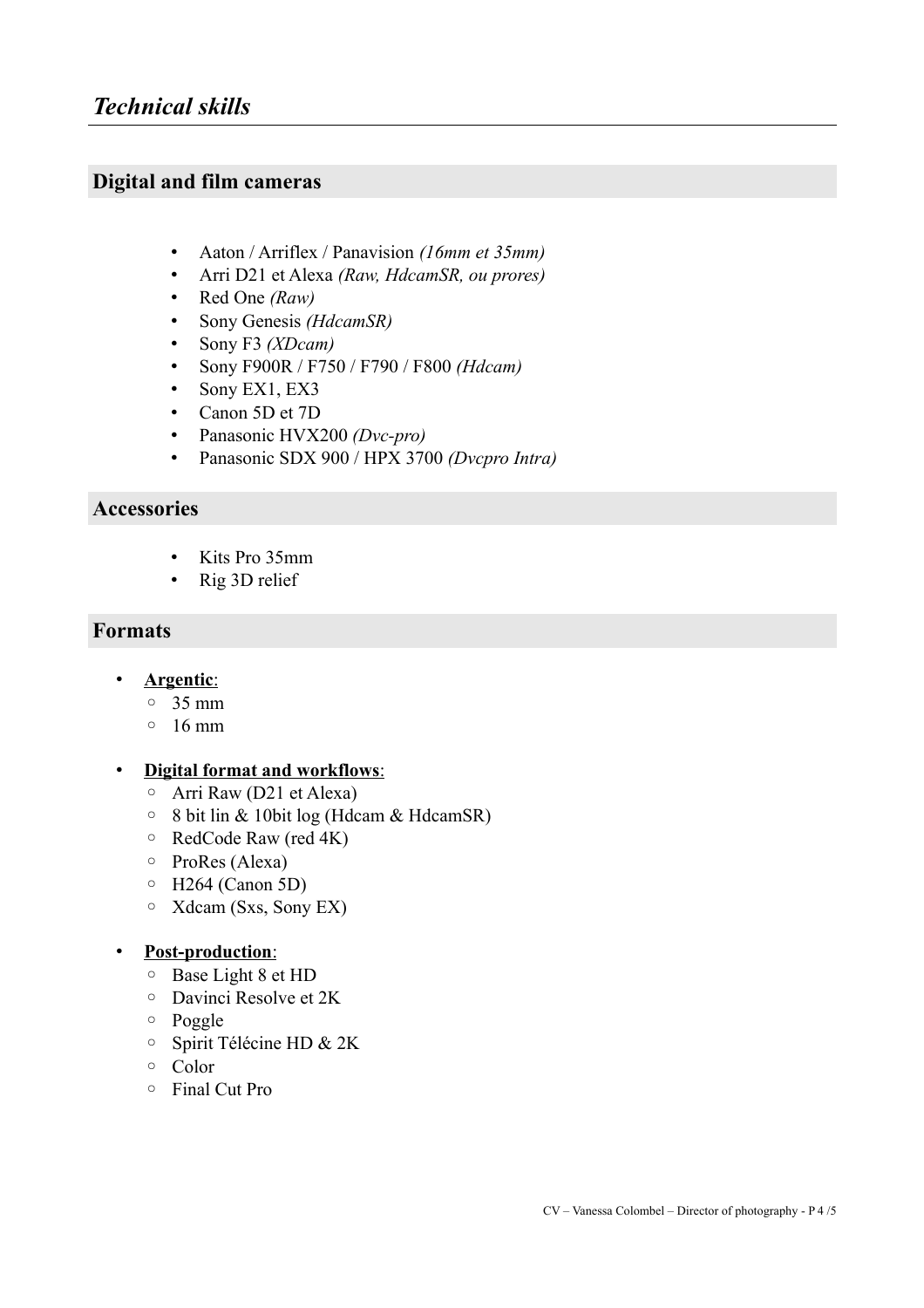# *Technical skills*

## Digital and film cameras

- Aaton / Arriflex / Panavision *(16mm et 35mm)*
- Arri D21 et Alexa *(Raw, HdcamSR, ou prores)*
- Red One *(Raw)*
- Sony Genesis *(HdcamSR)*
- Sony F3 *(XDcam)*
- Sony F900R / F750 / F790 / F800 *(Hdcam)*
- Sony EX1, EX3
- Canon 5D et 7D
- Panasonic HVX200 *(Dvc-pro)*
- Panasonic SDX 900 / HPX 3700 *(Dvcpro Intra)*

## Accessories

- Kits Pro 35mm
- Rig 3D relief

## Formats

- **Argentic**:
  - 35 mm
  - 16 mm

- **Digital format and workflows**:
  - Arri Raw (D21 et Alexa)
  - 8 bit lin & 10bit log (Hdcam & HdcamSR)
  - RedCode Raw (red 4K)
  - ProRes (Alexa)
  - H264 (Canon 5D)
  - Xdcam (Sxs, Sony EX)

- **Post-production**:
  - Base Light 8 et HD
  - Davinci Resolve et 2K
  - Poggle
  - Spirit Télécine HD & 2K
  - Color
  - Final Cut Pro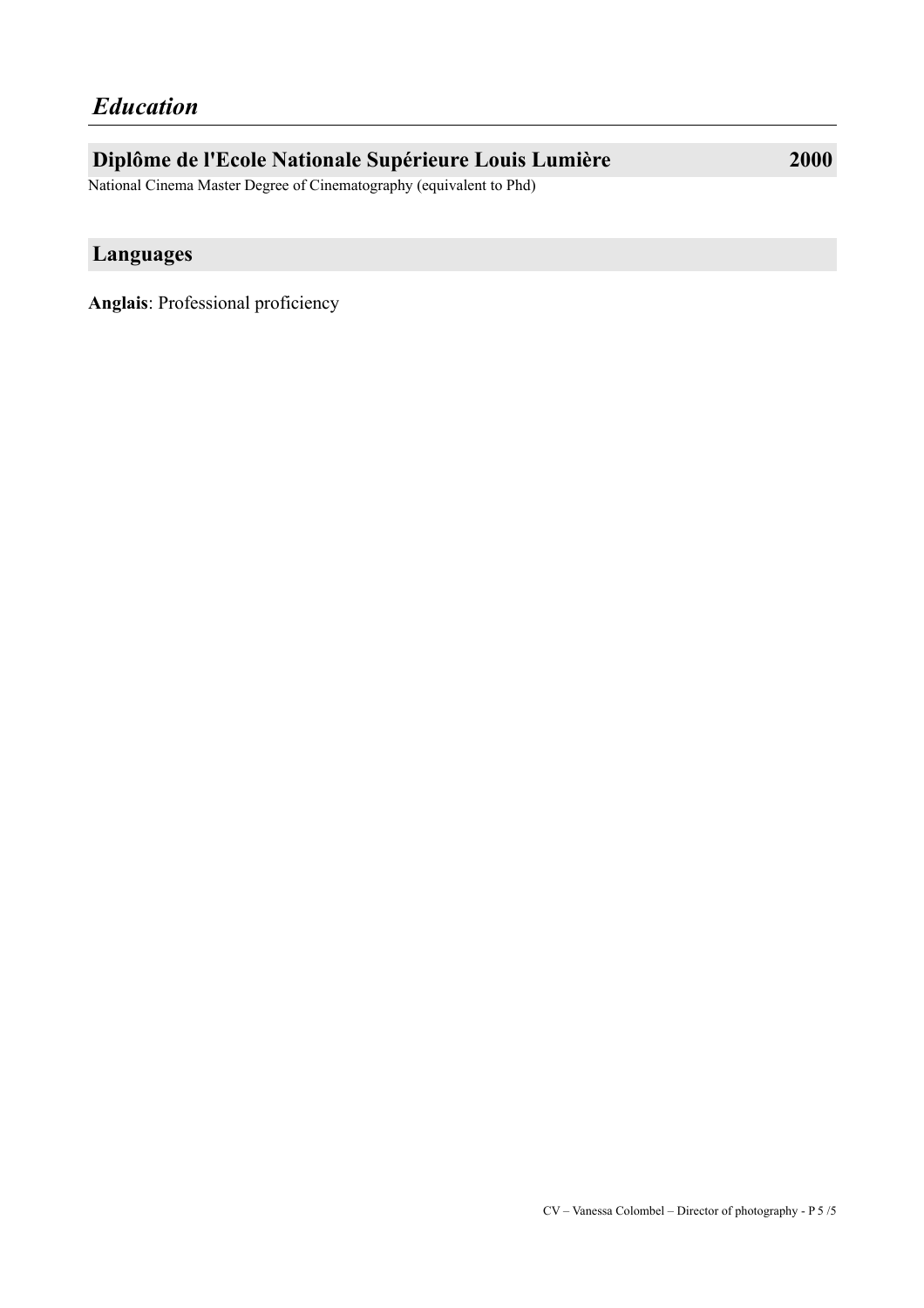## *Education*

### Diplôme de l'Ecole Nationale Supérieure Louis Lumière 2000

National Cinema Master Degree of Cinematography (equivalent to Phd)

### Languages

**Anglais**: Professional proficiency